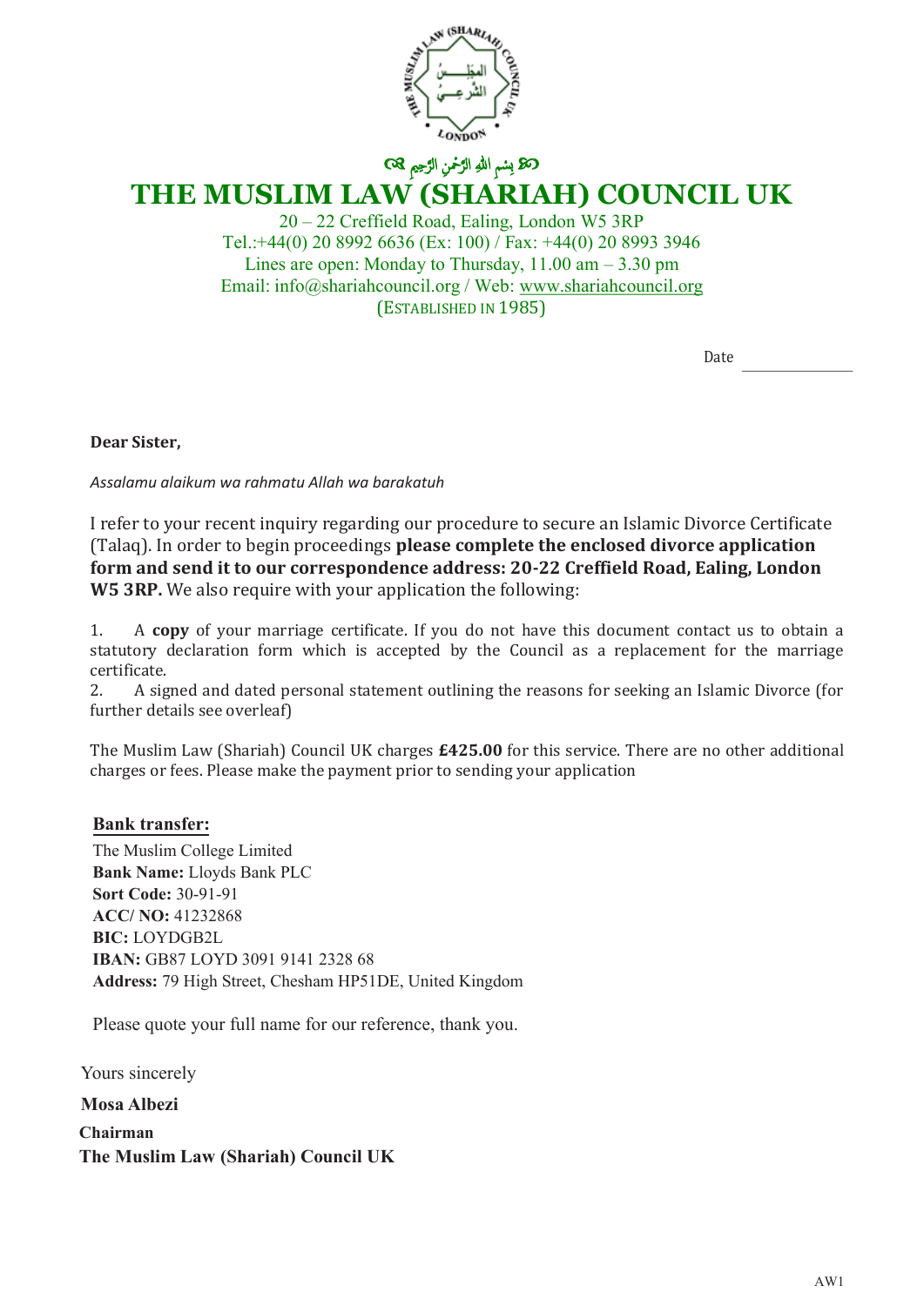ﷺ بِسْمِ اللهِ الرَّحْمٰنِ الرَّحِيمِ

# THE MUSLIM LAW (SHARIAH) COUNCIL UK

20 – 22 Creffield Road, Ealing, London W5 3RP
Tel.:+44(0) 20 8992 6636 (Ex: 100) / Fax: +44(0) 20 8993 3946
Lines are open: Monday to Thursday, 11.00 am – 3.30 pm
Email: info@shariahcouncil.org / Web: www.shariahcouncil.org
(ESTABLISHED IN 1985)

Date ____________

**Dear Sister,**

*Assalamu alaikum wa rahmatu Allah wa barakatuh*

I refer to your recent inquiry regarding our procedure to secure an Islamic Divorce Certificate (Talaq). In order to begin proceedings **please complete the enclosed divorce application form and send it to our correspondence address: 20-22 Creffield Road, Ealing, London W5 3RP.** We also require with your application the following:

1. A **copy** of your marriage certificate. If you do not have this document contact us to obtain a statutory declaration form which is accepted by the Council as a replacement for the marriage certificate.
2. A signed and dated personal statement outlining the reasons for seeking an Islamic Divorce (for further details see overleaf)

The Muslim Law (Shariah) Council UK charges **£425.00** for this service. There are no other additional charges or fees. Please make the payment prior to sending your application

**Bank transfer:**

The Muslim College Limited
**Bank Name:** Lloyds Bank PLC
**Sort Code:** 30-91-91
**ACC/ NO:** 41232868
**BIC:** LOYDGB2L
**IBAN:** GB87 LOYD 3091 9141 2328 68
**Address:** 79 High Street, Chesham HP51DE, United Kingdom

Please quote your full name for our reference, thank you.

Yours sincerely

**Mosa Albezi**
**Chairman**
**The Muslim Law (Shariah) Council UK**

AW1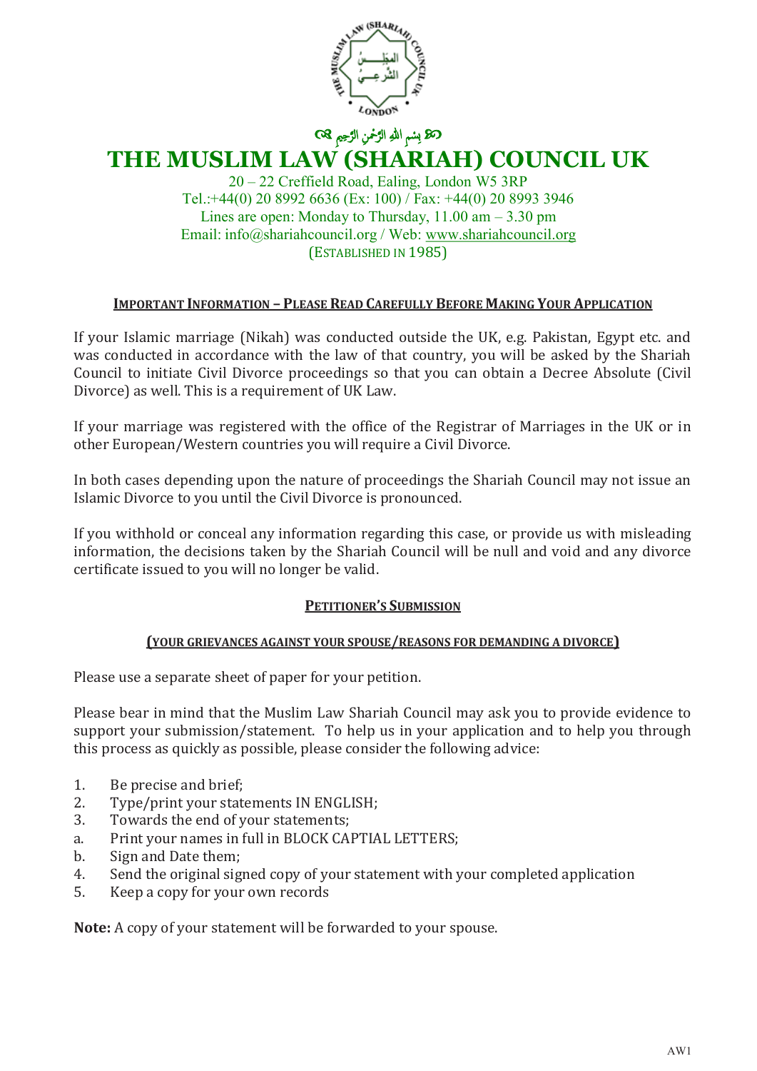﷽

# THE MUSLIM LAW (SHARIAH) COUNCIL UK

20 – 22 Creffield Road, Ealing, London W5 3RP
Tel.:+44(0) 20 8992 6636 (Ex: 100) / Fax: +44(0) 20 8993 3946
Lines are open: Monday to Thursday, 11.00 am – 3.30 pm
Email: info@shariahcouncil.org / Web: www.shariahcouncil.org
(ESTABLISHED IN 1985)

## IMPORTANT INFORMATION – PLEASE READ CAREFULLY BEFORE MAKING YOUR APPLICATION

If your Islamic marriage (Nikah) was conducted outside the UK, e.g. Pakistan, Egypt etc. and was conducted in accordance with the law of that country, you will be asked by the Shariah Council to initiate Civil Divorce proceedings so that you can obtain a Decree Absolute (Civil Divorce) as well. This is a requirement of UK Law.

If your marriage was registered with the office of the Registrar of Marriages in the UK or in other European/Western countries you will require a Civil Divorce.

In both cases depending upon the nature of proceedings the Shariah Council may not issue an Islamic Divorce to you until the Civil Divorce is pronounced.

If you withhold or conceal any information regarding this case, or provide us with misleading information, the decisions taken by the Shariah Council will be null and void and any divorce certificate issued to you will no longer be valid.

## PETITIONER'S SUBMISSION

### (YOUR GRIEVANCES AGAINST YOUR SPOUSE/REASONS FOR DEMANDING A DIVORCE)

Please use a separate sheet of paper for your petition.

Please bear in mind that the Muslim Law Shariah Council may ask you to provide evidence to support your submission/statement. To help us in your application and to help you through this process as quickly as possible, please consider the following advice:

1. Be precise and brief;
2. Type/print your statements IN ENGLISH;
3. Towards the end of your statements;
   a. Print your names in full in BLOCK CAPTIAL LETTERS;
   b. Sign and Date them;
4. Send the original signed copy of your statement with your completed application
5. Keep a copy for your own records

**Note:** A copy of your statement will be forwarded to your spouse.

AW1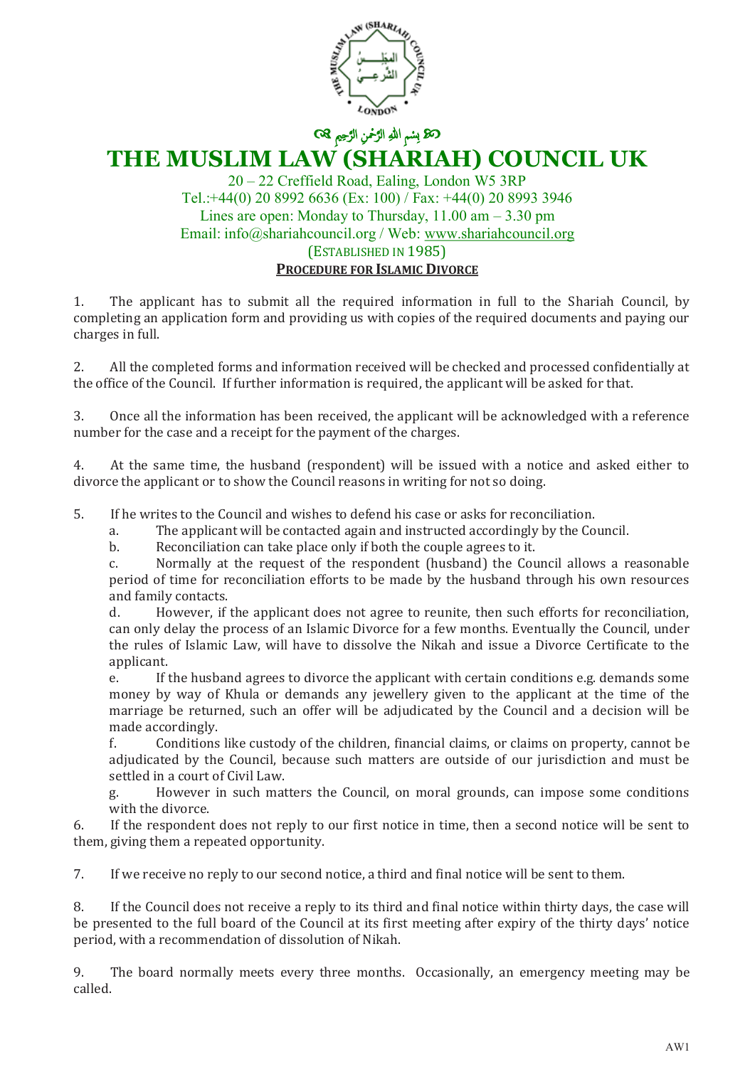﷽

# THE MUSLIM LAW (SHARIAH) COUNCIL UK

20 – 22 Creffield Road, Ealing, London W5 3RP
Tel.:+44(0) 20 8992 6636 (Ex: 100) / Fax: +44(0) 20 8993 3946
Lines are open: Monday to Thursday, 11.00 am – 3.30 pm
Email: info@shariahcouncil.org / Web: www.shariahcouncil.org
(ESTABLISHED IN 1985)

## PROCEDURE FOR ISLAMIC DIVORCE

1. The applicant has to submit all the required information in full to the Shariah Council, by completing an application form and providing us with copies of the required documents and paying our charges in full.

2. All the completed forms and information received will be checked and processed confidentially at the office of the Council. If further information is required, the applicant will be asked for that.

3. Once all the information has been received, the applicant will be acknowledged with a reference number for the case and a receipt for the payment of the charges.

4. At the same time, the husband (respondent) will be issued with a notice and asked either to divorce the applicant or to show the Council reasons in writing for not so doing.

5. If he writes to the Council and wishes to defend his case or asks for reconciliation.
   a. The applicant will be contacted again and instructed accordingly by the Council.
   b. Reconciliation can take place only if both the couple agrees to it.
   c. Normally at the request of the respondent (husband) the Council allows a reasonable period of time for reconciliation efforts to be made by the husband through his own resources and family contacts.
   d. However, if the applicant does not agree to reunite, then such efforts for reconciliation, can only delay the process of an Islamic Divorce for a few months. Eventually the Council, under the rules of Islamic Law, will have to dissolve the Nikah and issue a Divorce Certificate to the applicant.
   e. If the husband agrees to divorce the applicant with certain conditions e.g. demands some money by way of Khula or demands any jewellery given to the applicant at the time of the marriage be returned, such an offer will be adjudicated by the Council and a decision will be made accordingly.
   f. Conditions like custody of the children, financial claims, or claims on property, cannot be adjudicated by the Council, because such matters are outside of our jurisdiction and must be settled in a court of Civil Law.
   g. However in such matters the Council, on moral grounds, can impose some conditions with the divorce.

6. If the respondent does not reply to our first notice in time, then a second notice will be sent to them, giving them a repeated opportunity.

7. If we receive no reply to our second notice, a third and final notice will be sent to them.

8. If the Council does not receive a reply to its third and final notice within thirty days, the case will be presented to the full board of the Council at its first meeting after expiry of the thirty days' notice period, with a recommendation of dissolution of Nikah.

9. The board normally meets every three months. Occasionally, an emergency meeting may be called.

AW1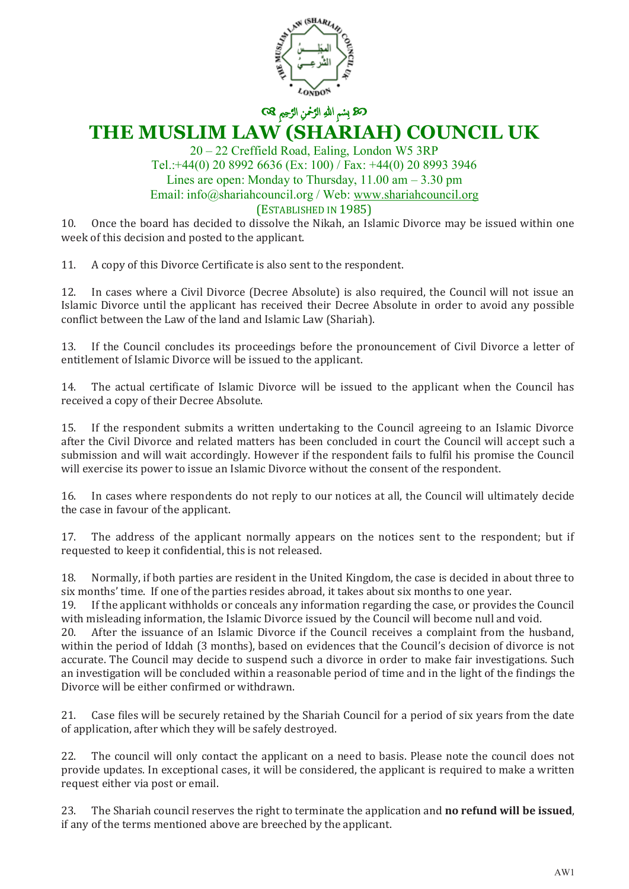بسم الله الرحمن الرحيم

# THE MUSLIM LAW (SHARIAH) COUNCIL UK

20 – 22 Creffield Road, Ealing, London W5 3RP
Tel.:+44(0) 20 8992 6636 (Ex: 100) / Fax: +44(0) 20 8993 3946
Lines are open: Monday to Thursday, 11.00 am – 3.30 pm
Email: info@shariahcouncil.org / Web: www.shariahcouncil.org
(ESTABLISHED IN 1985)

10. Once the board has decided to dissolve the Nikah, an Islamic Divorce may be issued within one week of this decision and posted to the applicant.

11. A copy of this Divorce Certificate is also sent to the respondent.

12. In cases where a Civil Divorce (Decree Absolute) is also required, the Council will not issue an Islamic Divorce until the applicant has received their Decree Absolute in order to avoid any possible conflict between the Law of the land and Islamic Law (Shariah).

13. If the Council concludes its proceedings before the pronouncement of Civil Divorce a letter of entitlement of Islamic Divorce will be issued to the applicant.

14. The actual certificate of Islamic Divorce will be issued to the applicant when the Council has received a copy of their Decree Absolute.

15. If the respondent submits a written undertaking to the Council agreeing to an Islamic Divorce after the Civil Divorce and related matters has been concluded in court the Council will accept such a submission and will wait accordingly. However if the respondent fails to fulfil his promise the Council will exercise its power to issue an Islamic Divorce without the consent of the respondent.

16. In cases where respondents do not reply to our notices at all, the Council will ultimately decide the case in favour of the applicant.

17. The address of the applicant normally appears on the notices sent to the respondent; but if requested to keep it confidential, this is not released.

18. Normally, if both parties are resident in the United Kingdom, the case is decided in about three to six months' time. If one of the parties resides abroad, it takes about six months to one year.

19. If the applicant withholds or conceals any information regarding the case, or provides the Council with misleading information, the Islamic Divorce issued by the Council will become null and void.

20. After the issuance of an Islamic Divorce if the Council receives a complaint from the husband, within the period of Iddah (3 months), based on evidences that the Council's decision of divorce is not accurate. The Council may decide to suspend such a divorce in order to make fair investigations. Such an investigation will be concluded within a reasonable period of time and in the light of the findings the Divorce will be either confirmed or withdrawn.

21. Case files will be securely retained by the Shariah Council for a period of six years from the date of application, after which they will be safely destroyed.

22. The council will only contact the applicant on a need to basis. Please note the council does not provide updates. In exceptional cases, it will be considered, the applicant is required to make a written request either via post or email.

23. The Shariah council reserves the right to terminate the application and **no refund will be issued**, if any of the terms mentioned above are breeched by the applicant.

AW1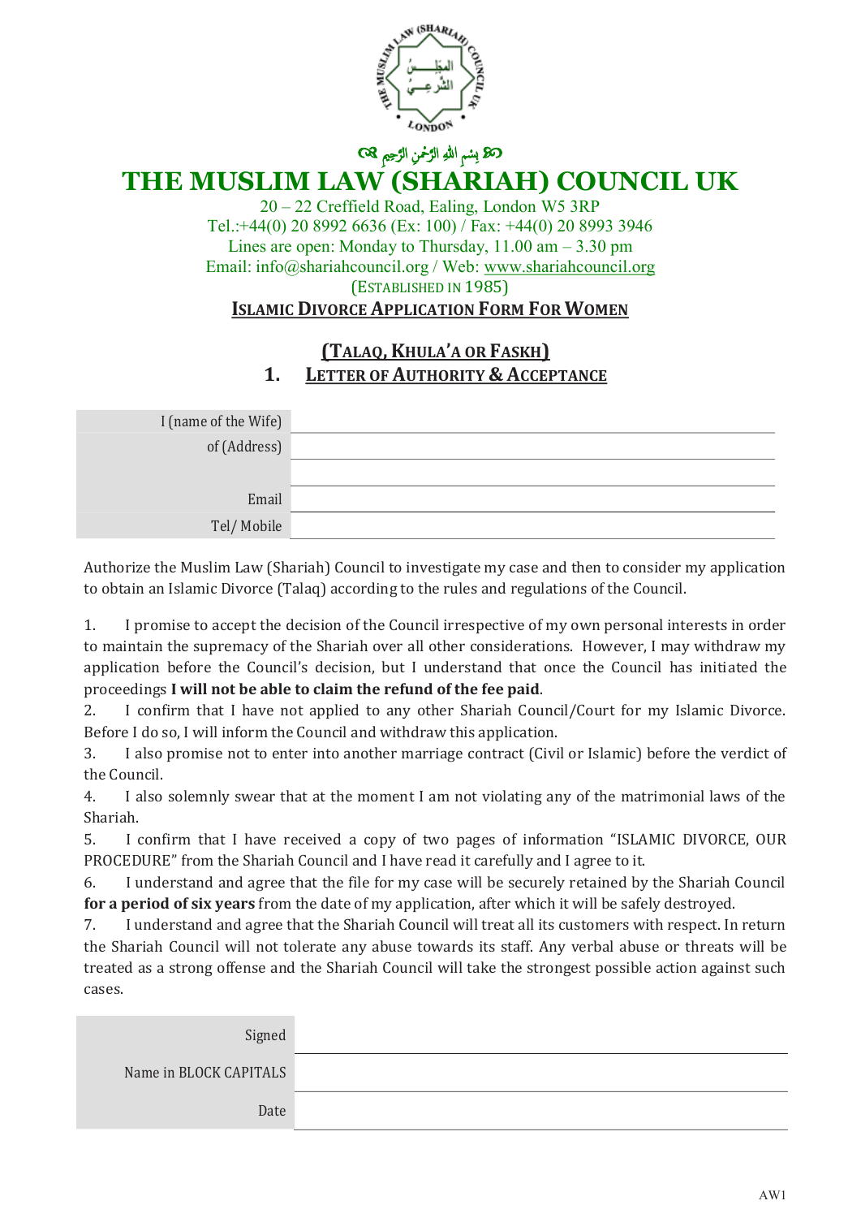بِسمِ اللهِ الرَّحمٰنِ الرَّحِيمِ

# THE MUSLIM LAW (SHARIAH) COUNCIL UK

20 – 22 Creffield Road, Ealing, London W5 3RP
Tel.:+44(0) 20 8992 6636 (Ex: 100) / Fax: +44(0) 20 8993 3946
Lines are open: Monday to Thursday, 11.00 am – 3.30 pm
Email: info@shariahcouncil.org / Web: www.shariahcouncil.org
(ESTABLISHED IN 1985)

## ISLAMIC DIVORCE APPLICATION FORM FOR WOMEN

## (TALAQ, KHULA'A OR FASKH)

## 1. LETTER OF AUTHORITY & ACCEPTANCE

| | |
|---|---|
| I (name of the Wife) | |
| of (Address) | |
| | |
| Email | |
| Tel/ Mobile | |

Authorize the Muslim Law (Shariah) Council to investigate my case and then to consider my application to obtain an Islamic Divorce (Talaq) according to the rules and regulations of the Council.

1. I promise to accept the decision of the Council irrespective of my own personal interests in order to maintain the supremacy of the Shariah over all other considerations. However, I may withdraw my application before the Council's decision, but I understand that once the Council has initiated the proceedings **I will not be able to claim the refund of the fee paid**.
2. I confirm that I have not applied to any other Shariah Council/Court for my Islamic Divorce. Before I do so, I will inform the Council and withdraw this application.
3. I also promise not to enter into another marriage contract (Civil or Islamic) before the verdict of the Council.
4. I also solemnly swear that at the moment I am not violating any of the matrimonial laws of the Shariah.
5. I confirm that I have received a copy of two pages of information "ISLAMIC DIVORCE, OUR PROCEDURE" from the Shariah Council and I have read it carefully and I agree to it.
6. I understand and agree that the file for my case will be securely retained by the Shariah Council **for a period of six years** from the date of my application, after which it will be safely destroyed.
7. I understand and agree that the Shariah Council will treat all its customers with respect. In return the Shariah Council will not tolerate any abuse towards its staff. Any verbal abuse or threats will be treated as a strong offense and the Shariah Council will take the strongest possible action against such cases.

| | |
|---|---|
| Signed | |
| Name in BLOCK CAPITALS | |
| Date | |

AW1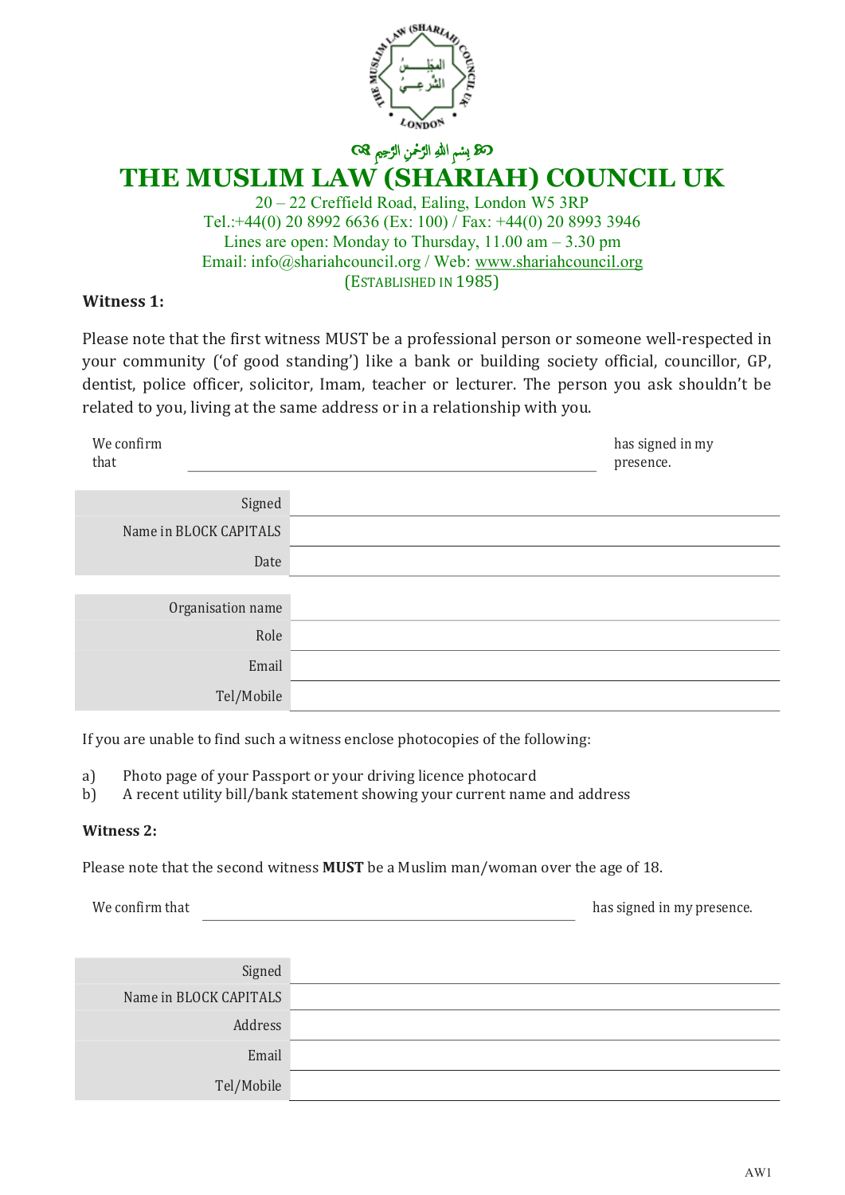بِسْمِ اللهِ الرَّحْمٰنِ الرَّحِيمِ

# THE MUSLIM LAW (SHARIAH) COUNCIL UK

20 – 22 Creffield Road, Ealing, London W5 3RP
Tel.:+44(0) 20 8992 6636 (Ex: 100) / Fax: +44(0) 20 8993 3946
Lines are open: Monday to Thursday, 11.00 am – 3.30 pm
Email: info@shariahcouncil.org / Web: www.shariahcouncil.org
(ESTABLISHED IN 1985)

**Witness 1:**

Please note that the first witness MUST be a professional person or someone well-respected in your community ('of good standing') like a bank or building society official, councillor, GP, dentist, police officer, solicitor, Imam, teacher or lecturer. The person you ask shouldn't be related to you, living at the same address or in a relationship with you.

We confirm that ______________________________ has signed in my presence.

| | |
|---|---|
| Signed | |
| Name in BLOCK CAPITALS | |
| Date | |

| | |
|---|---|
| Organisation name | |
| Role | |
| Email | |
| Tel/Mobile | |

If you are unable to find such a witness enclose photocopies of the following:

a) Photo page of your Passport or your driving licence photocard
b) A recent utility bill/bank statement showing your current name and address

**Witness 2:**

Please note that the second witness **MUST** be a Muslim man/woman over the age of 18.

We confirm that ______________________________ has signed in my presence.

| | |
|---|---|
| Signed | |
| Name in BLOCK CAPITALS | |
| Address | |
| Email | |
| Tel/Mobile | |

AW1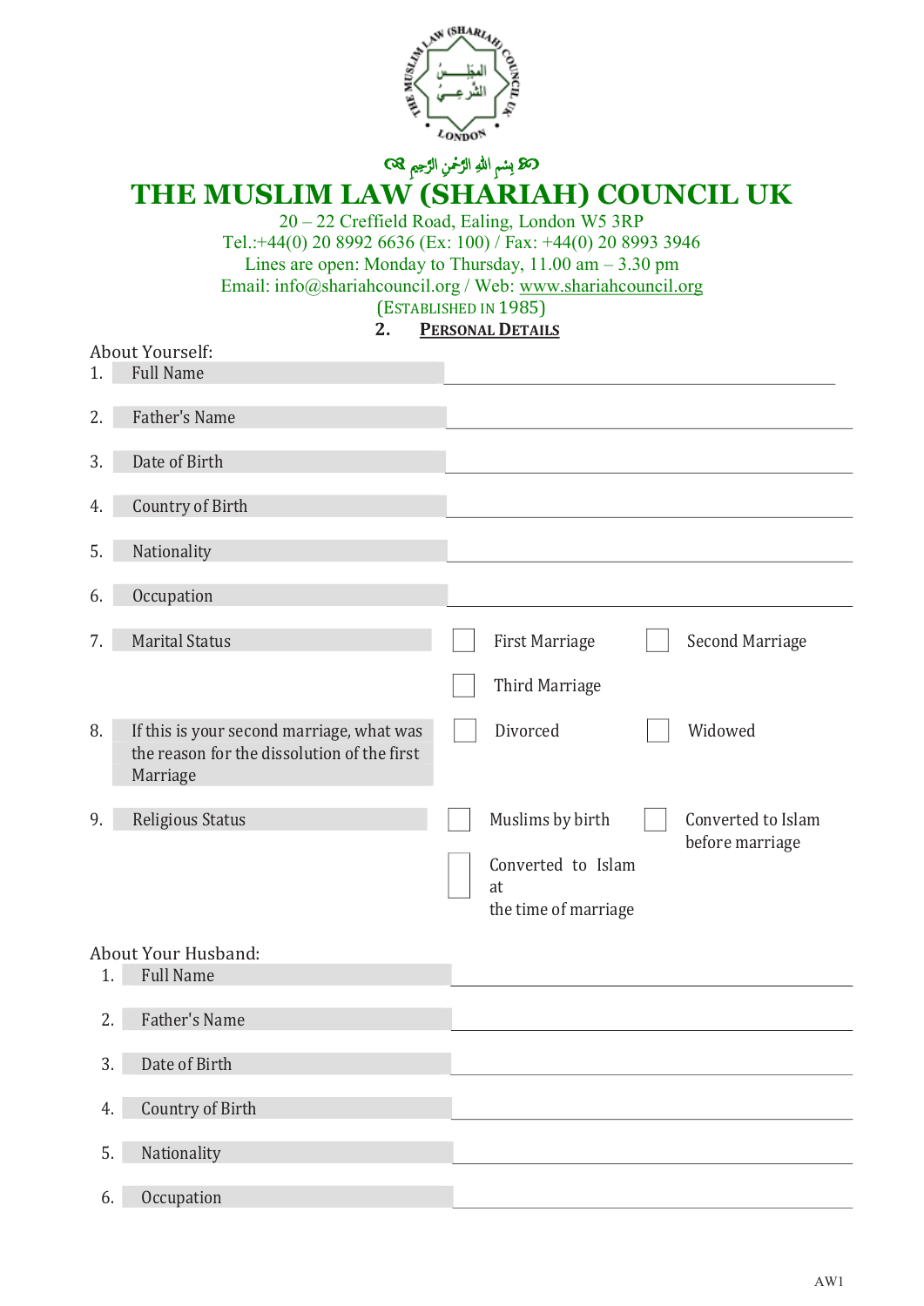بسم الله الرحمن الرحيم

# THE MUSLIM LAW (SHARIAH) COUNCIL UK

20 – 22 Creffield Road, Ealing, London W5 3RP
Tel.:+44(0) 20 8992 6636 (Ex: 100) / Fax: +44(0) 20 8993 3946
Lines are open: Monday to Thursday, 11.00 am – 3.30 pm
Email: info@shariahcouncil.org / Web: www.shariahcouncil.org
(ESTABLISHED IN 1985)

## 2. PERSONAL DETAILS

About Yourself:

1. Full Name ______________________
2. Father's Name ______________________
3. Date of Birth ______________________
4. Country of Birth ______________________
5. Nationality ______________________
6. Occupation ______________________
7. Marital Status
   - ☐ First Marriage
   - ☐ Second Marriage
   - ☐ Third Marriage
8. If this is your second marriage, what was the reason for the dissolution of the first Marriage
   - ☐ Divorced
   - ☐ Widowed
9. Religious Status
   - ☐ Muslims by birth
   - ☐ Converted to Islam before marriage
   - ☐ Converted to Islam at the time of marriage

About Your Husband:

1. Full Name ______________________
2. Father's Name ______________________
3. Date of Birth ______________________
4. Country of Birth ______________________
5. Nationality ______________________
6. Occupation ______________________

AW1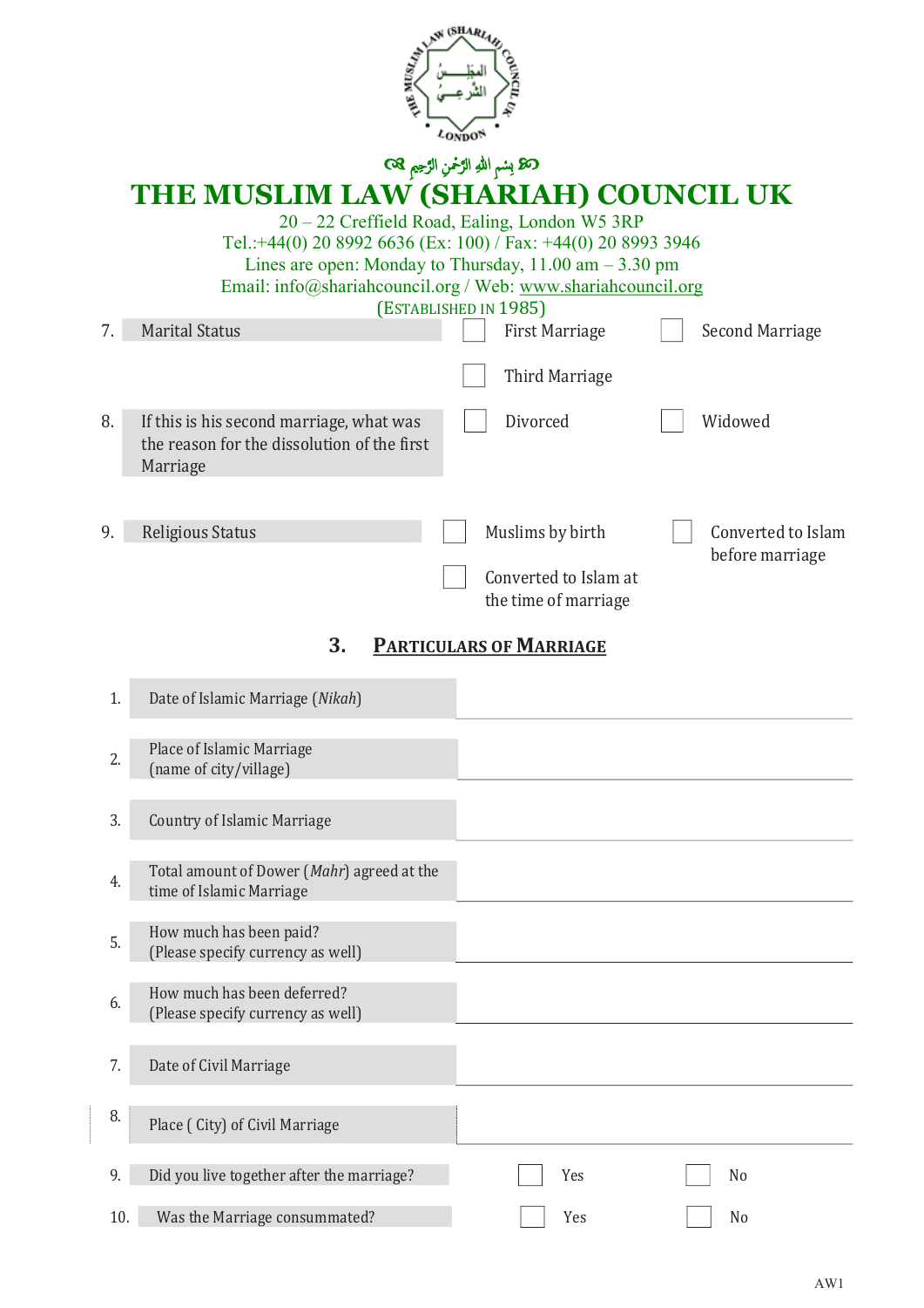بِسمِ اللّٰهِ الرَّحمٰنِ الرَّحِيمِ

# THE MUSLIM LAW (SHARIAH) COUNCIL UK

20 – 22 Creffield Road, Ealing, London W5 3RP
Tel.:+44(0) 20 8992 6636 (Ex: 100) / Fax: +44(0) 20 8993 3946
Lines are open: Monday to Thursday, 11.00 am – 3.30 pm
Email: info@shariahcouncil.org / Web: www.shariahcouncil.org
(ESTABLISHED IN 1985)

7. Marital Status — ☐ First Marriage ☐ Second Marriage ☐ Third Marriage

8. If this is his second marriage, what was the reason for the dissolution of the first Marriage — ☐ Divorced ☐ Widowed

9. Religious Status — ☐ Muslims by birth ☐ Converted to Islam before marriage ☐ Converted to Islam at the time of marriage

## 3. PARTICULARS OF MARRIAGE

| | | |
|---|---|---|
| 1. | Date of Islamic Marriage (*Nikah*) | |
| 2. | Place of Islamic Marriage (name of city/village) | |
| 3. | Country of Islamic Marriage | |
| 4. | Total amount of Dower (*Mahr*) agreed at the time of Islamic Marriage | |
| 5. | How much has been paid? (Please specify currency as well) | |
| 6. | How much has been deferred? (Please specify currency as well) | |
| 7. | Date of Civil Marriage | |
| 8. | Place ( City) of Civil Marriage | |

9. Did you live together after the marriage? — ☐ Yes ☐ No

10. Was the Marriage consummated? — ☐ Yes ☐ No

AW1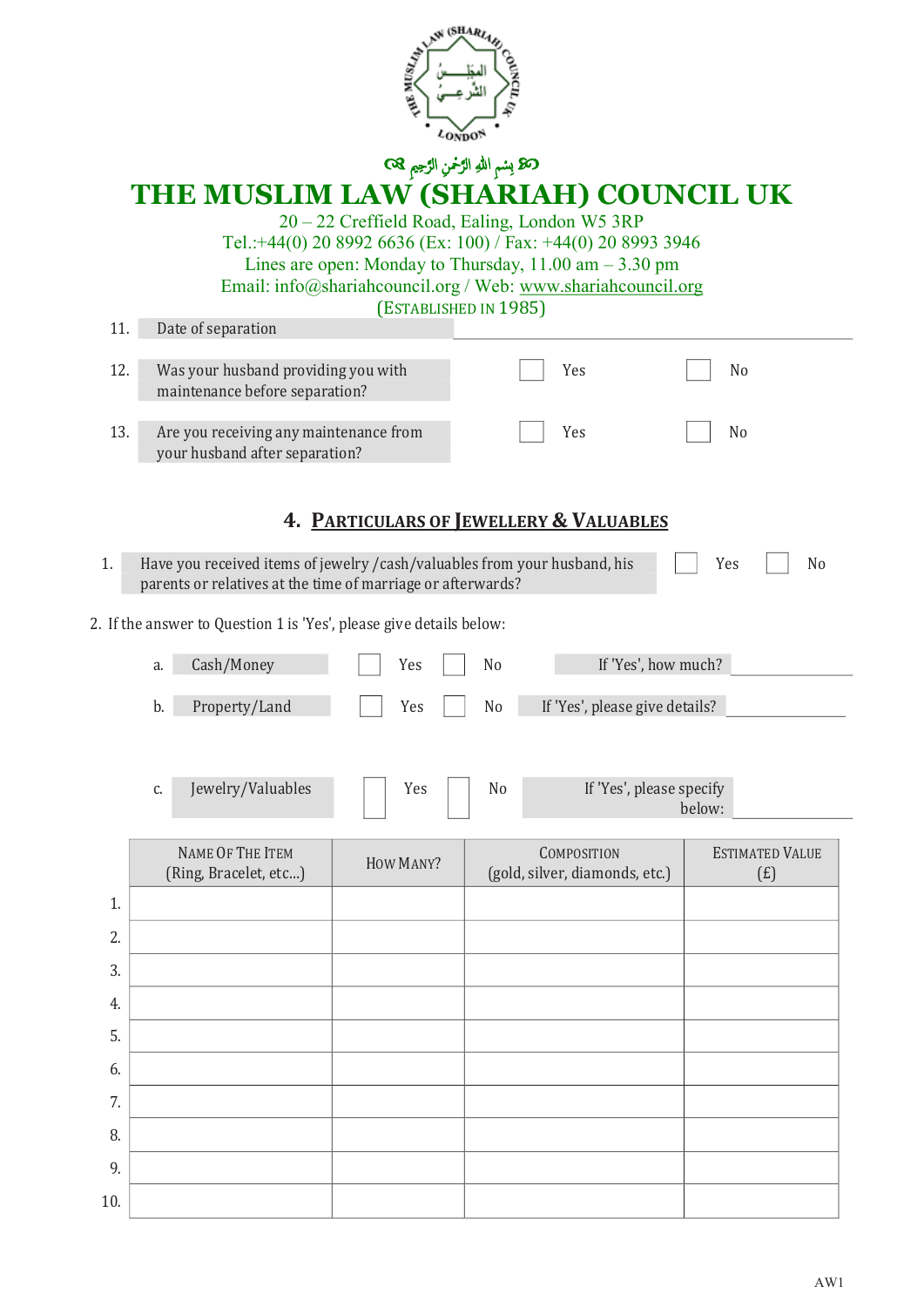بسم الله الرحمن الرحيم

# THE MUSLIM LAW (SHARIAH) COUNCIL UK

20 – 22 Creffield Road, Ealing, London W5 3RP
Tel.:+44(0) 20 8992 6636 (Ex: 100) / Fax: +44(0) 20 8993 3946
Lines are open: Monday to Thursday, 11.00 am – 3.30 pm
Email: info@shariahcouncil.org / Web: www.shariahcouncil.org
(ESTABLISHED IN 1985)

11. Date of separation ____________________

12. Was your husband providing you with maintenance before separation? ☐ Yes ☐ No

13. Are you receiving any maintenance from your husband after separation? ☐ Yes ☐ No

## 4. PARTICULARS OF JEWELLERY & VALUABLES

1. Have you received items of jewelry /cash/valuables from your husband, his parents or relatives at the time of marriage or afterwards? ☐ Yes ☐ No

2. If the answer to Question 1 is 'Yes', please give details below:

   a. Cash/Money ☐ Yes ☐ No If 'Yes', how much? ____________________

   b. Property/Land ☐ Yes ☐ No If 'Yes', please give details? ____________________

   c. Jewelry/Valuables ☐ Yes ☐ No If 'Yes', please specify below: ____________________

| | NAME OF THE ITEM (Ring, Bracelet, etc...) | HOW MANY? | COMPOSITION (gold, silver, diamonds, etc.) | ESTIMATED VALUE (£) |
|---|---|---|---|---|
| 1. | | | | |
| 2. | | | | |
| 3. | | | | |
| 4. | | | | |
| 5. | | | | |
| 6. | | | | |
| 7. | | | | |
| 8. | | | | |
| 9. | | | | |
| 10. | | | | |

AW1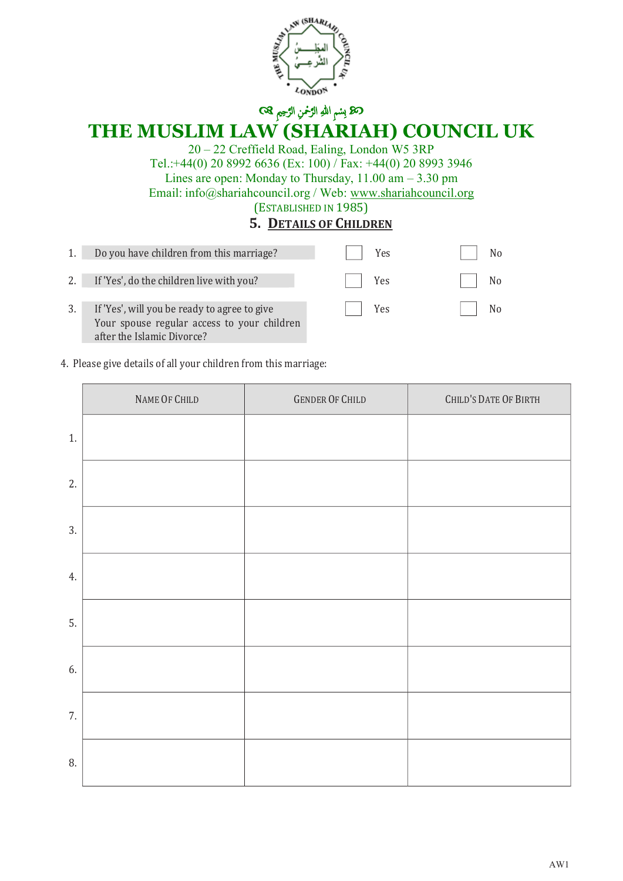بِسمِ اللهِ الرَّحمنِ الرَّحِيمِ

# THE MUSLIM LAW (SHARIAH) COUNCIL UK

20 – 22 Creffield Road, Ealing, London W5 3RP
Tel.:+44(0) 20 8992 6636 (Ex: 100) / Fax: +44(0) 20 8993 3946
Lines are open: Monday to Thursday, 11.00 am – 3.30 pm
Email: info@shariahcouncil.org / Web: www.shariahcouncil.org
(ESTABLISHED IN 1985)

## 5. DETAILS OF CHILDREN

1. Do you have children from this marriage? ☐ Yes ☐ No
2. If 'Yes', do the children live with you? ☐ Yes ☐ No
3. If 'Yes', will you be ready to agree to give Your spouse regular access to your children after the Islamic Divorce? ☐ Yes ☐ No

4. Please give details of all your children from this marriage:

| | NAME OF CHILD | GENDER OF CHILD | CHILD'S DATE OF BIRTH |
|---|---|---|---|
| 1. | | | |
| 2. | | | |
| 3. | | | |
| 4. | | | |
| 5. | | | |
| 6. | | | |
| 7. | | | |
| 8. | | | |

AW1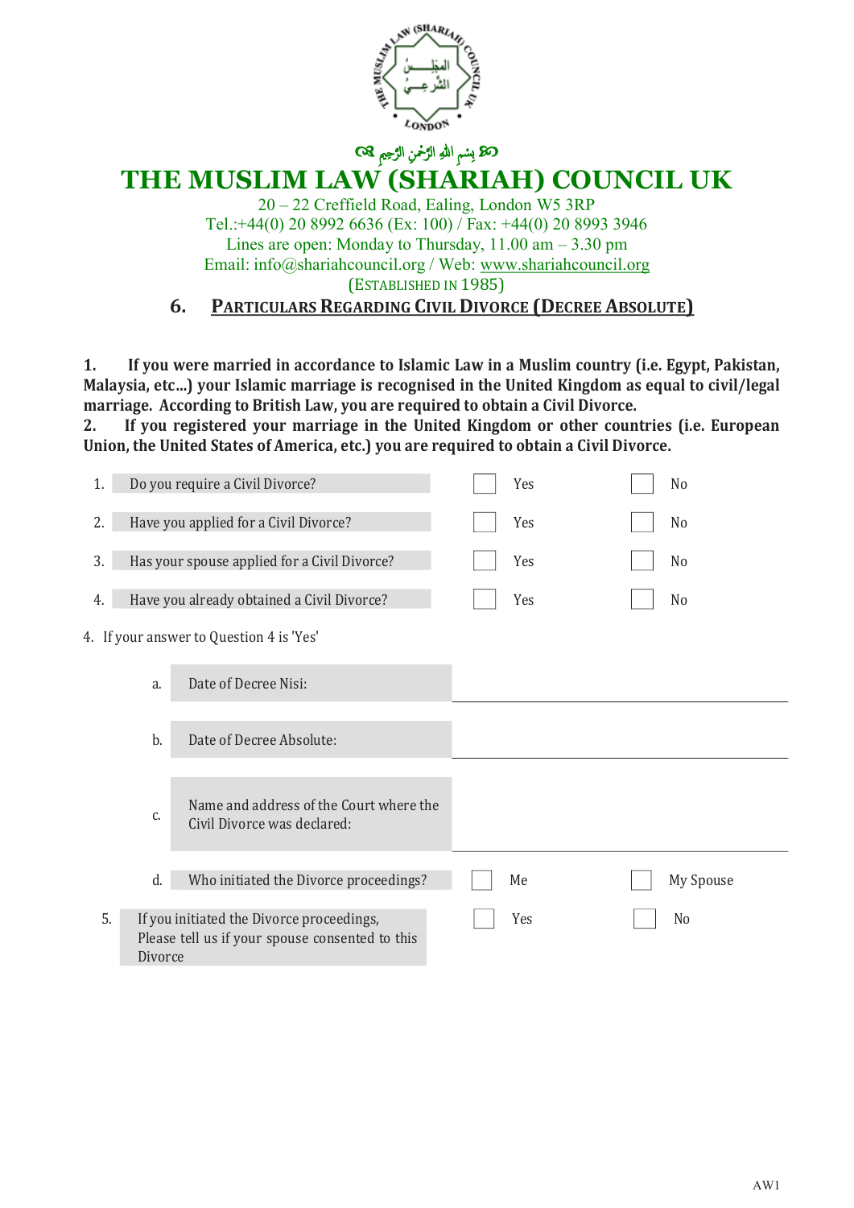بِسمِ اللهِ الرَّحمٰنِ الرَّحِيمِ

# THE MUSLIM LAW (SHARIAH) COUNCIL UK

20 – 22 Creffield Road, Ealing, London W5 3RP
Tel.:+44(0) 20 8992 6636 (Ex: 100) / Fax: +44(0) 20 8993 3946
Lines are open: Monday to Thursday, 11.00 am – 3.30 pm
Email: info@shariahcouncil.org / Web: www.shariahcouncil.org
(ESTABLISHED IN 1985)

## 6. PARTICULARS REGARDING CIVIL DIVORCE (DECREE ABSOLUTE)

**1. If you were married in accordance to Islamic Law in a Muslim country (i.e. Egypt, Pakistan, Malaysia, etc...) your Islamic marriage is recognised in the United Kingdom as equal to civil/legal marriage. According to British Law, you are required to obtain a Civil Divorce.**
**2. If you registered your marriage in the United Kingdom or other countries (i.e. European Union, the United States of America, etc.) you are required to obtain a Civil Divorce.**

| | | | |
|---|---|---|---|
| 1. | Do you require a Civil Divorce? | ☐ Yes | ☐ No |
| 2. | Have you applied for a Civil Divorce? | ☐ Yes | ☐ No |
| 3. | Has your spouse applied for a Civil Divorce? | ☐ Yes | ☐ No |
| 4. | Have you already obtained a Civil Divorce? | ☐ Yes | ☐ No |

4. If your answer to Question 4 is 'Yes'

| | | | |
|---|---|---|---|
| a. | Date of Decree Nisi: | | |
| b. | Date of Decree Absolute: | | |
| c. | Name and address of the Court where the Civil Divorce was declared: | | |
| d. | Who initiated the Divorce proceedings? | ☐ Me | ☐ My Spouse |

| | | | |
|---|---|---|---|
| 5. | If you initiated the Divorce proceedings, Please tell us if your spouse consented to this Divorce | ☐ Yes | ☐ No |

AW1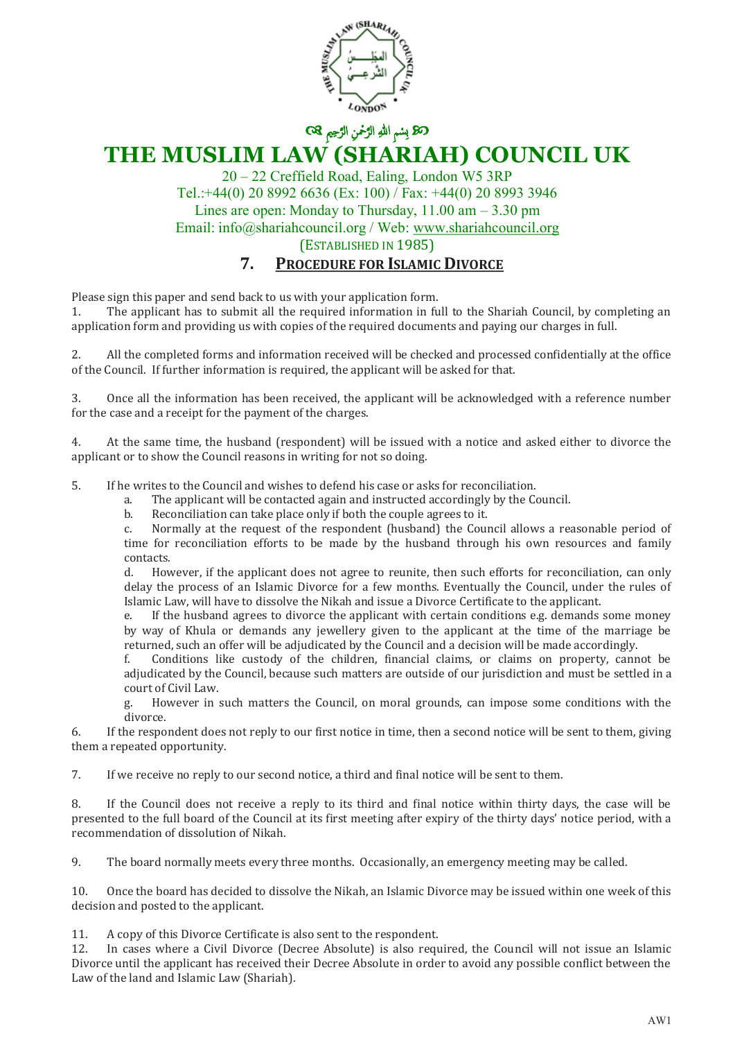بِسْمِ اللهِ الرَّحْمٰنِ الرَّحِيمِ

# THE MUSLIM LAW (SHARIAH) COUNCIL UK

20 – 22 Creffield Road, Ealing, London W5 3RP
Tel.:+44(0) 20 8992 6636 (Ex: 100) / Fax: +44(0) 20 8993 3946
Lines are open: Monday to Thursday, 11.00 am – 3.30 pm
Email: info@shariahcouncil.org / Web: www.shariahcouncil.org
(ESTABLISHED IN 1985)

## 7. PROCEDURE FOR ISLAMIC DIVORCE

Please sign this paper and send back to us with your application form.

1. The applicant has to submit all the required information in full to the Shariah Council, by completing an application form and providing us with copies of the required documents and paying our charges in full.

2. All the completed forms and information received will be checked and processed confidentially at the office of the Council. If further information is required, the applicant will be asked for that.

3. Once all the information has been received, the applicant will be acknowledged with a reference number for the case and a receipt for the payment of the charges.

4. At the same time, the husband (respondent) will be issued with a notice and asked either to divorce the applicant or to show the Council reasons in writing for not so doing.

5. If he writes to the Council and wishes to defend his case or asks for reconciliation.
   a. The applicant will be contacted again and instructed accordingly by the Council.
   b. Reconciliation can take place only if both the couple agrees to it.
   c. Normally at the request of the respondent (husband) the Council allows a reasonable period of time for reconciliation efforts to be made by the husband through his own resources and family contacts.
   d. However, if the applicant does not agree to reunite, then such efforts for reconciliation, can only delay the process of an Islamic Divorce for a few months. Eventually the Council, under the rules of Islamic Law, will have to dissolve the Nikah and issue a Divorce Certificate to the applicant.
   e. If the husband agrees to divorce the applicant with certain conditions e.g. demands some money by way of Khula or demands any jewellery given to the applicant at the time of the marriage be returned, such an offer will be adjudicated by the Council and a decision will be made accordingly.
   f. Conditions like custody of the children, financial claims, or claims on property, cannot be adjudicated by the Council, because such matters are outside of our jurisdiction and must be settled in a court of Civil Law.
   g. However in such matters the Council, on moral grounds, can impose some conditions with the divorce.

6. If the respondent does not reply to our first notice in time, then a second notice will be sent to them, giving them a repeated opportunity.

7. If we receive no reply to our second notice, a third and final notice will be sent to them.

8. If the Council does not receive a reply to its third and final notice within thirty days, the case will be presented to the full board of the Council at its first meeting after expiry of the thirty days' notice period, with a recommendation of dissolution of Nikah.

9. The board normally meets every three months. Occasionally, an emergency meeting may be called.

10. Once the board has decided to dissolve the Nikah, an Islamic Divorce may be issued within one week of this decision and posted to the applicant.

11. A copy of this Divorce Certificate is also sent to the respondent.

12. In cases where a Civil Divorce (Decree Absolute) is also required, the Council will not issue an Islamic Divorce until the applicant has received their Decree Absolute in order to avoid any possible conflict between the Law of the land and Islamic Law (Shariah).

AW1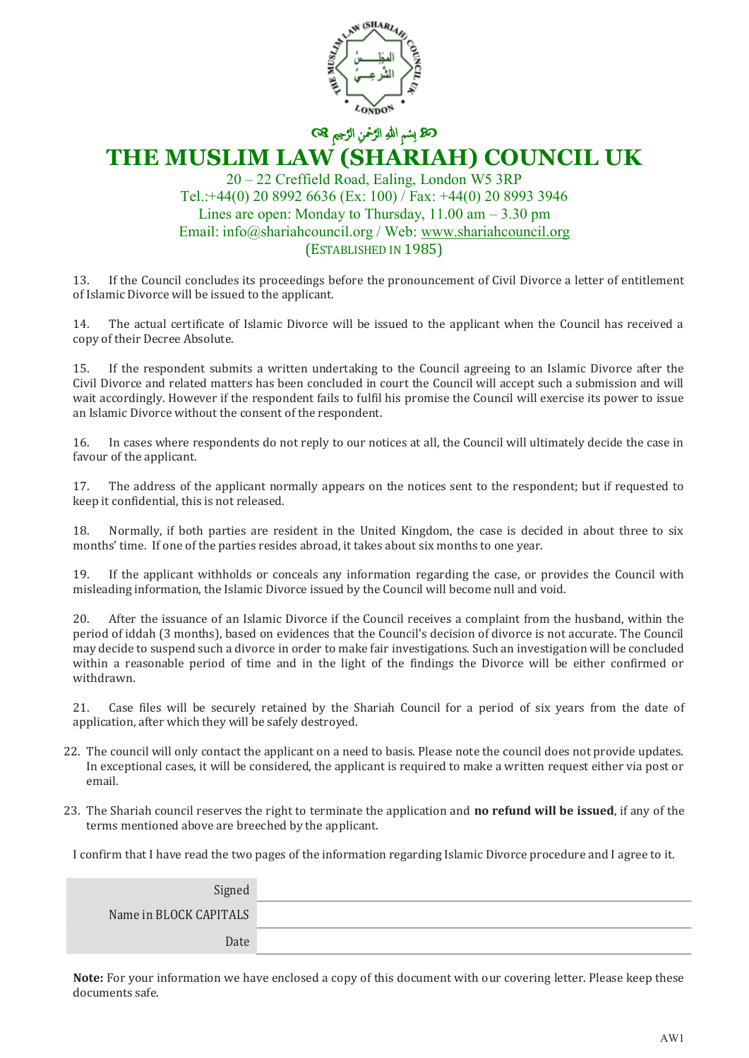بِسْمِ اللهِ الرَّحْمٰنِ الرَّحِيمِ

# THE MUSLIM LAW (SHARIAH) COUNCIL UK

20 – 22 Creffield Road, Ealing, London W5 3RP
Tel.:+44(0) 20 8992 6636 (Ex: 100) / Fax: +44(0) 20 8993 3946
Lines are open: Monday to Thursday, 11.00 am – 3.30 pm
Email: info@shariahcouncil.org / Web: www.shariahcouncil.org
(ESTABLISHED IN 1985)

13. If the Council concludes its proceedings before the pronouncement of Civil Divorce a letter of entitlement of Islamic Divorce will be issued to the applicant.

14. The actual certificate of Islamic Divorce will be issued to the applicant when the Council has received a copy of their Decree Absolute.

15. If the respondent submits a written undertaking to the Council agreeing to an Islamic Divorce after the Civil Divorce and related matters has been concluded in court the Council will accept such a submission and will wait accordingly. However if the respondent fails to fulfil his promise the Council will exercise its power to issue an Islamic Divorce without the consent of the respondent.

16. In cases where respondents do not reply to our notices at all, the Council will ultimately decide the case in favour of the applicant.

17. The address of the applicant normally appears on the notices sent to the respondent; but if requested to keep it confidential, this is not released.

18. Normally, if both parties are resident in the United Kingdom, the case is decided in about three to six months' time. If one of the parties resides abroad, it takes about six months to one year.

19. If the applicant withholds or conceals any information regarding the case, or provides the Council with misleading information, the Islamic Divorce issued by the Council will become null and void.

20. After the issuance of an Islamic Divorce if the Council receives a complaint from the husband, within the period of iddah (3 months), based on evidences that the Council's decision of divorce is not accurate. The Council may decide to suspend such a divorce in order to make fair investigations. Such an investigation will be concluded within a reasonable period of time and in the light of the findings the Divorce will be either confirmed or withdrawn.

21. Case files will be securely retained by the Shariah Council for a period of six years from the date of application, after which they will be safely destroyed.

22. The council will only contact the applicant on a need to basis. Please note the council does not provide updates. In exceptional cases, it will be considered, the applicant is required to make a written request either via post or email.

23. The Shariah council reserves the right to terminate the application and **no refund will be issued**, if any of the terms mentioned above are breeched by the applicant.

I confirm that I have read the two pages of the information regarding Islamic Divorce procedure and I agree to it.

| | |
|---|---|
| Signed | |
| Name in BLOCK CAPITALS | |
| Date | |

**Note:** For your information we have enclosed a copy of this document with our covering letter. Please keep these documents safe.

AW1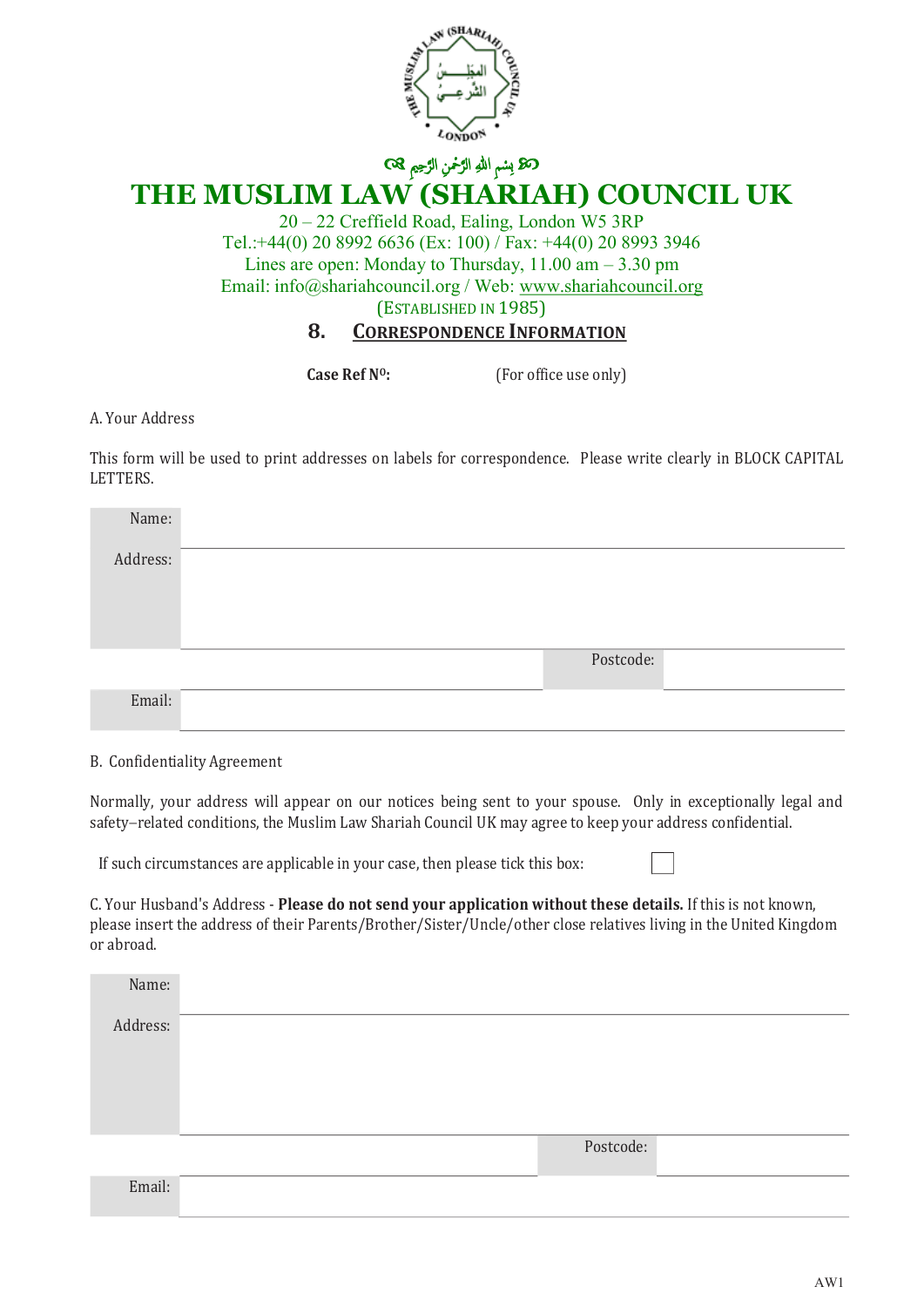بِسْمِ اللهِ الرَّحْمٰنِ الرَّحِيمِ

# THE MUSLIM LAW (SHARIAH) COUNCIL UK

20 – 22 Creffield Road, Ealing, London W5 3RP
Tel.:+44(0) 20 8992 6636 (Ex: 100) / Fax: +44(0) 20 8993 3946
Lines are open: Monday to Thursday, 11.00 am – 3.30 pm
Email: info@shariahcouncil.org / Web: www.shariahcouncil.org
(ESTABLISHED IN 1985)

## 8. CORRESPONDENCE INFORMATION

**Case Ref N$^{o}$:** (For office use only)

A. Your Address

This form will be used to print addresses on labels for correspondence. Please write clearly in BLOCK CAPITAL LETTERS.

| | | | |
|---|---|---|---|
| Name: | | | |
| Address: | | | |
| | | Postcode: | |
| Email: | | | |

B. Confidentiality Agreement

Normally, your address will appear on our notices being sent to your spouse. Only in exceptionally legal and safety–related conditions, the Muslim Law Shariah Council UK may agree to keep your address confidential.

If such circumstances are applicable in your case, then please tick this box: ☐

C. Your Husband's Address - **Please do not send your application without these details.** If this is not known, please insert the address of their Parents/Brother/Sister/Uncle/other close relatives living in the United Kingdom or abroad.

| | | | |
|---|---|---|---|
| Name: | | | |
| Address: | | | |
| | | Postcode: | |
| Email: | | | |

AW1